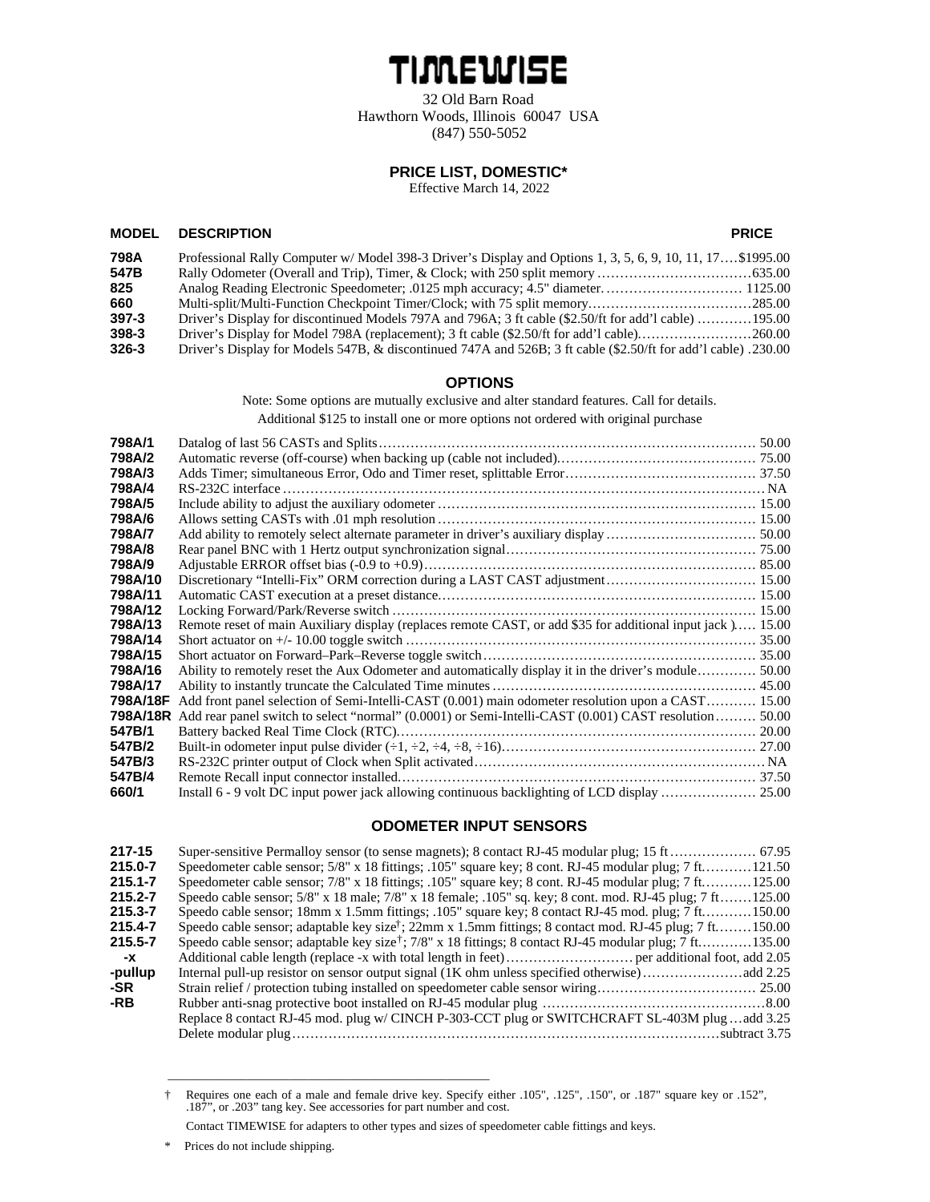# TIMEWISE

32 Old Barn Road
Hawthorn Woods, Illinois 60047 USA
(847) 550-5052

## PRICE LIST, DOMESTIC*

Effective March 14, 2022

| MODEL | DESCRIPTION | PRICE |
|---|---|---|
| 798A | Professional Rally Computer w/ Model 398-3 Driver's Display and Options 1, 3, 5, 6, 9, 10, 11, 17 | $1995.00 |
| 547B | Rally Odometer (Overall and Trip), Timer, & Clock; with 250 split memory | 635.00 |
| 825 | Analog Reading Electronic Speedometer; .0125 mph accuracy; 4.5" diameter. | 1125.00 |
| 660 | Multi-split/Multi-Function Checkpoint Timer/Clock; with 75 split memory | 285.00 |
| 397-3 | Driver's Display for discontinued Models 797A and 796A; 3 ft cable ($2.50/ft for add'l cable) | 195.00 |
| 398-3 | Driver's Display for Model 798A (replacement); 3 ft cable ($2.50/ft for add'l cable) | 260.00 |
| 326-3 | Driver's Display for Models 547B, & discontinued 747A and 526B; 3 ft cable ($2.50/ft for add'l cable) | 230.00 |

## OPTIONS

Note: Some options are mutually exclusive and alter standard features. Call for details.

Additional $125 to install one or more options not ordered with original purchase

| MODEL | DESCRIPTION | PRICE |
|---|---|---|
| 798A/1 | Datalog of last 56 CASTs and Splits | 50.00 |
| 798A/2 | Automatic reverse (off-course) when backing up (cable not included) | 75.00 |
| 798A/3 | Adds Timer; simultaneous Error, Odo and Timer reset, splittable Error | 37.50 |
| 798A/4 | RS-232C interface | NA |
| 798A/5 | Include ability to adjust the auxiliary odometer | 15.00 |
| 798A/6 | Allows setting CASTs with .01 mph resolution | 15.00 |
| 798A/7 | Add ability to remotely select alternate parameter in driver's auxiliary display | 50.00 |
| 798A/8 | Rear panel BNC with 1 Hertz output synchronization signal | 75.00 |
| 798A/9 | Adjustable ERROR offset bias (-0.9 to +0.9) | 85.00 |
| 798A/10 | Discretionary "Intelli-Fix" ORM correction during a LAST CAST adjustment | 15.00 |
| 798A/11 | Automatic CAST execution at a preset distance. | 15.00 |
| 798A/12 | Locking Forward/Park/Reverse switch | 15.00 |
| 798A/13 | Remote reset of main Auxiliary display (replaces remote CAST, or add $35 for additional input jack ) | 15.00 |
| 798A/14 | Short actuator on +/- 10.00 toggle switch | 35.00 |
| 798A/15 | Short actuator on Forward–Park–Reverse toggle switch | 35.00 |
| 798A/16 | Ability to remotely reset the Aux Odometer and automatically display it in the driver's module | 50.00 |
| 798A/17 | Ability to instantly truncate the Calculated Time minutes | 45.00 |
| 798A/18F | Add front panel selection of Semi-Intelli-CAST (0.001) main odometer resolution upon a CAST | 15.00 |
| 798A/18R | Add rear panel switch to select "normal" (0.0001) or Semi-Intelli-CAST (0.001) CAST resolution | 50.00 |
| 547B/1 | Battery backed Real Time Clock (RTC) | 20.00 |
| 547B/2 | Built-in odometer input pulse divider (÷1, ÷2, ÷4, ÷8, ÷16) | 27.00 |
| 547B/3 | RS-232C printer output of Clock when Split activated | NA |
| 547B/4 | Remote Recall input connector installed. | 37.50 |
| 660/1 | Install 6 - 9 volt DC input power jack allowing continuous backlighting of LCD display | 25.00 |

## ODOMETER INPUT SENSORS

| MODEL | DESCRIPTION | PRICE |
|---|---|---|
| 217-15 | Super-sensitive Permalloy sensor (to sense magnets); 8 contact RJ-45 modular plug; 15 ft | 67.95 |
| 215.0-7 | Speedometer cable sensor; 5/8" x 18 fittings; .105" square key; 8 cont. RJ-45 modular plug; 7 ft. | 121.50 |
| 215.1-7 | Speedometer cable sensor; 7/8" x 18 fittings; .105" square key; 8 cont. RJ-45 modular plug; 7 ft. | 125.00 |
| 215.2-7 | Speedo cable sensor; 5/8" x 18 male; 7/8" x 18 female; .105" sq. key; 8 cont. mod. RJ-45 plug; 7 ft | 125.00 |
| 215.3-7 | Speedo cable sensor; 18mm x 1.5mm fittings; .105" square key; 8 contact RJ-45 mod. plug; 7 ft. | 150.00 |
| 215.4-7 | Speedo cable sensor; adaptable key size†; 22mm x 1.5mm fittings; 8 contact mod. RJ-45 plug; 7 ft. | 150.00 |
| 215.5-7 | Speedo cable sensor; adaptable key size†; 7/8" x 18 fittings; 8 contact RJ-45 modular plug; 7 ft. | 135.00 |
| -x | Additional cable length (replace -x with total length in feet) | per additional foot, add 2.05 |
| -pullup | Internal pull-up resistor on sensor output signal (1K ohm unless specified otherwise) | add 2.25 |
| -SR | Strain relief / protection tubing installed on speedometer cable sensor wiring | 25.00 |
| -RB | Rubber anti-snag protective boot installed on RJ-45 modular plug | 8.00 |
| | Replace 8 contact RJ-45 mod. plug w/ CINCH P-303-CCT plug or SWITCHCRAFT SL-403M plug | add 3.25 |
| | Delete modular plug | subtract 3.75 |

† Requires one each of a male and female drive key. Specify either .105", .125", .150", or .187" square key or .152", .187", or .203" tang key. See accessories for part number and cost.

Contact TIMEWISE for adapters to other types and sizes of speedometer cable fittings and keys.

\* Prices do not include shipping.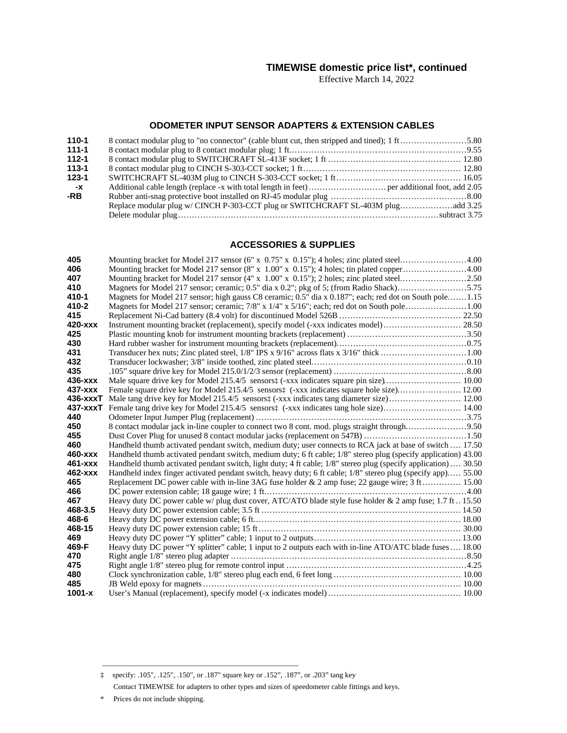## TIMEWISE domestic price list*, continued

Effective March 14, 2022

### ODOMETER INPUT SENSOR ADAPTERS & EXTENSION CABLES

| | | |
|---|---|---|
| **110-1** | 8 contact modular plug to "no connector" (cable blunt cut, then stripped and tined); 1 ft | 5.80 |
| **111-1** | 8 contact modular plug to 8 contact modular plug; 1 ft | 9.55 |
| **112-1** | 8 contact modular plug to SWITCHCRAFT SL-413F socket; 1 ft | 12.80 |
| **113-1** | 8 contact modular plug to CINCH S-303-CCT socket; 1 ft | 12.80 |
| **123-1** | SWITCHCRAFT SL-403M plug to CINCH S-303-CCT socket; 1 ft | 16.05 |
| **-x** | Additional cable length (replace -x with total length in feet) | per additional foot, add 2.05 |
| **-RB** | Rubber anti-snag protective boot installed on RJ-45 modular plug | 8.00 |
| | Replace modular plug w/ CINCH P-303-CCT plug or SWITCHCRAFT SL-403M plug | add 3.25 |
| | Delete modular plug | subtract 3.75 |

### ACCESSORIES & SUPPLIES

| | | |
|---|---|---|
| **405** | Mounting bracket for Model 217 sensor (6" x 0.75" x 0.15"); 4 holes; zinc plated steel | 4.00 |
| **406** | Mounting bracket for Model 217 sensor (8" x 1.00" x 0.15"); 4 holes; tin plated copper | 4.00 |
| **407** | Mounting bracket for Model 217 sensor (4" x 1.00" x 0.15"); 2 holes; zinc plated steel | 2.50 |
| **410** | Magnets for Model 217 sensor; ceramic; 0.5" dia x 0.2"; pkg of 5; (from Radio Shack) | 5.75 |
| **410-1** | Magnets for Model 217 sensor; high gauss C8 ceramic; 0.5" dia x 0.187"; each; red dot on South pole | 1.15 |
| **410-2** | Magnets for Model 217 sensor; ceramic; 7/8" x 1/4" x 5/16"; each; red dot on South pole | 1.00 |
| **415** | Replacement Ni-Cad battery (8.4 volt) for discontinued Model 526B | 22.50 |
| **420-xxx** | Instrument mounting bracket (replacement), specify model (-xxx indicates model) | 28.50 |
| **425** | Plastic mounting knob for instrument mounting brackets (replacement) | 3.50 |
| **430** | Hard rubber washer for instrument mounting brackets (replacement) | 0.75 |
| **431** | Transducer hex nuts; Zinc plated steel, 1/8" IPS x 9/16" across flats x 3/16" thick | 1.00 |
| **432** | Transducer lockwasher; 3/8" inside toothed, zinc plated steel | 0.10 |
| **435** | .105" square drive key for Model 215.0/1/2/3 sensor (replacement) | 8.00 |
| **436-xxx** | Male square drive key for Model 215.4/5 sensors‡ (-xxx indicates square pin size) | 10.00 |
| **437-xxx** | Female square drive key for Model 215.4/5 sensors‡ (-xxx indicates square hole size) | 12.00 |
| **436-xxxT** | Male tang drive key for Model 215.4/5 sensors‡ (-xxx indicates tang diameter size) | 12.00 |
| **437-xxxT** | Female tang drive key for Model 215.4/5 sensors‡ (-xxx indicates tang hole size) | 14.00 |
| **440** | Odometer Input Jumper Plug (replacement) | 3.75 |
| **450** | 8 contact modular jack in-line coupler to connect two 8 cont. mod. plugs straight through | 9.50 |
| **455** | Dust Cover Plug for unused 8 contact modular jacks (replacement on 547B) | 1.50 |
| **460** | Handheld thumb activated pendant switch, medium duty; user connects to RCA jack at base of switch | 17.50 |
| **460-xxx** | Handheld thumb activated pendant switch, medium duty; 6 ft cable; 1/8" stereo plug (specify application) | 43.00 |
| **461-xxx** | Handheld thumb activated pendant switch, light duty; 4 ft cable; 1/8" stereo plug (specify application) | 30.50 |
| **462-xxx** | Handheld index finger activated pendant switch, heavy duty; 6 ft cable; 1/8" stereo plug (specify app) | 55.00 |
| **465** | Replacement DC power cable with in-line 3AG fuse holder & 2 amp fuse; 22 gauge wire; 3 ft | 15.00 |
| **466** | DC power extension cable; 18 gauge wire; 1 ft | 4.00 |
| **467** | Heavy duty DC power cable w/ plug dust cover, ATC/ATO blade style fuse holder & 2 amp fuse; 1.7 ft | 15.50 |
| **468-3.5** | Heavy duty DC power extension cable; 3.5 ft | 14.50 |
| **468-6** | Heavy duty DC power extension cable; 6 ft | 18.00 |
| **468-15** | Heavy duty DC power extension cable; 15 ft | 30.00 |
| **469** | Heavy duty DC power "Y splitter" cable; 1 input to 2 outputs | 13.00 |
| **469-F** | Heavy duty DC power "Y splitter" cable; 1 input to 2 outputs each with in-line ATO/ATC blade fuses | 18.00 |
| **470** | Right angle 1/8" stereo plug adapter | 8.50 |
| **475** | Right angle 1/8" stereo plug for remote control input | 4.25 |
| **480** | Clock synchronization cable, 1/8" stereo plug each end, 6 feet long | 10.00 |
| **485** | JB Weld epoxy for magnets | 10.00 |
| **1001-x** | User's Manual (replacement), specify model (-x indicates model) | 10.00 |

---

‡ specify: .105", .125", .150", or .187" square key or .152", .187", or .203" tang key

Contact TIMEWISE for adapters to other types and sizes of speedometer cable fittings and keys.

\* Prices do not include shipping.